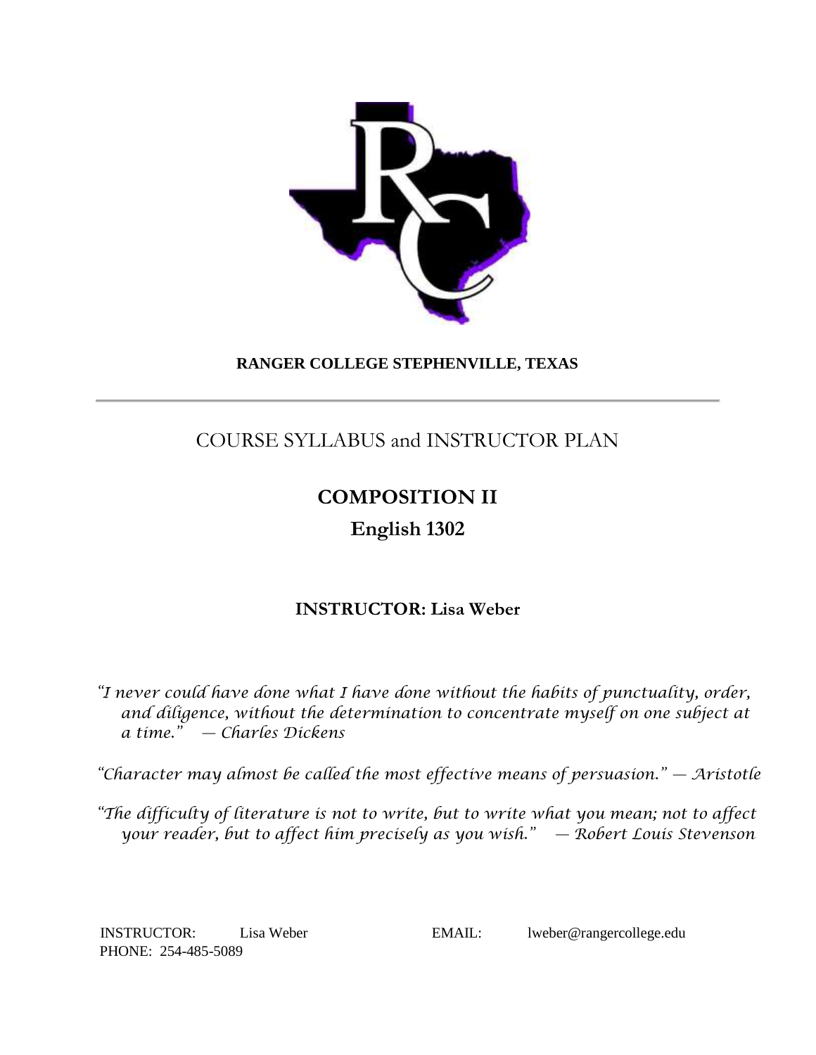**RANGER COLLEGE STEPHENVILLE, TEXAS**

---

# COURSE SYLLABUS and INSTRUCTOR PLAN

# COMPOSITION II

## English 1302

### INSTRUCTOR: Lisa Weber

*"I never could have done what I have done without the habits of punctuality, order, and diligence, without the determination to concentrate myself on one subject at a time." — Charles Dickens*

*"Character may almost be called the most effective means of persuasion." — Aristotle*

*"The difficulty of literature is not to write, but to write what you mean; not to affect your reader, but to affect him precisely as you wish." — Robert Louis Stevenson*

INSTRUCTOR: Lisa Weber

EMAIL: lweber@rangercollege.edu

PHONE: 254-485-5089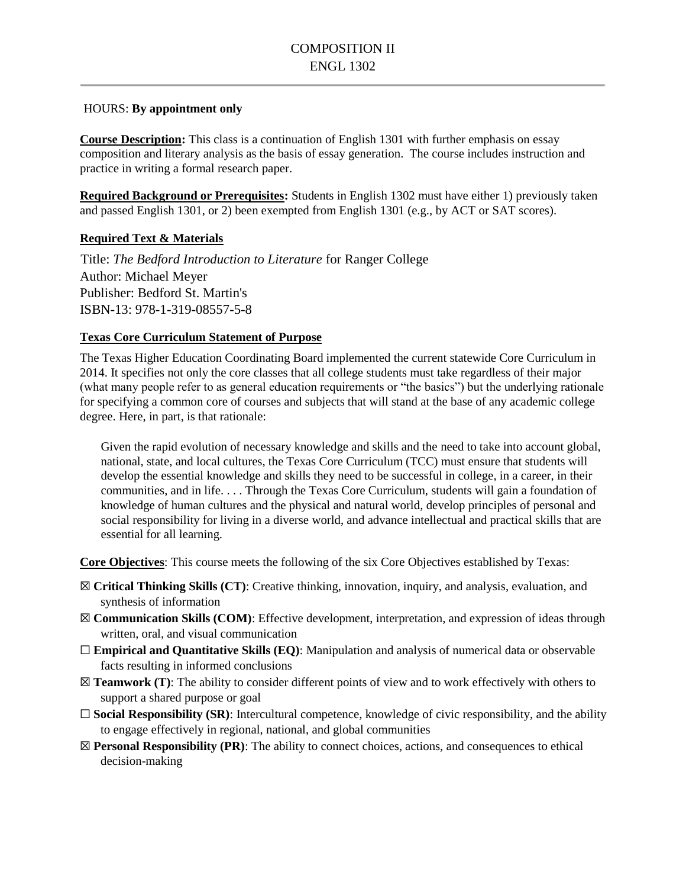COMPOSITION II
ENGL 1302

HOURS: **By appointment only**

**Course Description:** This class is a continuation of English 1301 with further emphasis on essay composition and literary analysis as the basis of essay generation. The course includes instruction and practice in writing a formal research paper.

**Required Background or Prerequisites:** Students in English 1302 must have either 1) previously taken and passed English 1301, or 2) been exempted from English 1301 (e.g., by ACT or SAT scores).

**Required Text & Materials**

Title: *The Bedford Introduction to Literature* for Ranger College
Author: Michael Meyer
Publisher: Bedford St. Martin's
ISBN-13: 978-1-319-08557-5-8

**Texas Core Curriculum Statement of Purpose**

The Texas Higher Education Coordinating Board implemented the current statewide Core Curriculum in 2014. It specifies not only the core classes that all college students must take regardless of their major (what many people refer to as general education requirements or "the basics") but the underlying rationale for specifying a common core of courses and subjects that will stand at the base of any academic college degree. Here, in part, is that rationale:

> Given the rapid evolution of necessary knowledge and skills and the need to take into account global, national, state, and local cultures, the Texas Core Curriculum (TCC) must ensure that students will develop the essential knowledge and skills they need to be successful in college, in a career, in their communities, and in life. . . . Through the Texas Core Curriculum, students will gain a foundation of knowledge of human cultures and the physical and natural world, develop principles of personal and social responsibility for living in a diverse world, and advance intellectual and practical skills that are essential for all learning.

**Core Objectives**: This course meets the following of the six Core Objectives established by Texas:

☒ **Critical Thinking Skills (CT)**: Creative thinking, innovation, inquiry, and analysis, evaluation, and synthesis of information

☒ **Communication Skills (COM)**: Effective development, interpretation, and expression of ideas through written, oral, and visual communication

☐ **Empirical and Quantitative Skills (EQ)**: Manipulation and analysis of numerical data or observable facts resulting in informed conclusions

☒ **Teamwork (T)**: The ability to consider different points of view and to work effectively with others to support a shared purpose or goal

☐ **Social Responsibility (SR)**: Intercultural competence, knowledge of civic responsibility, and the ability to engage effectively in regional, national, and global communities

☒ **Personal Responsibility (PR)**: The ability to connect choices, actions, and consequences to ethical decision-making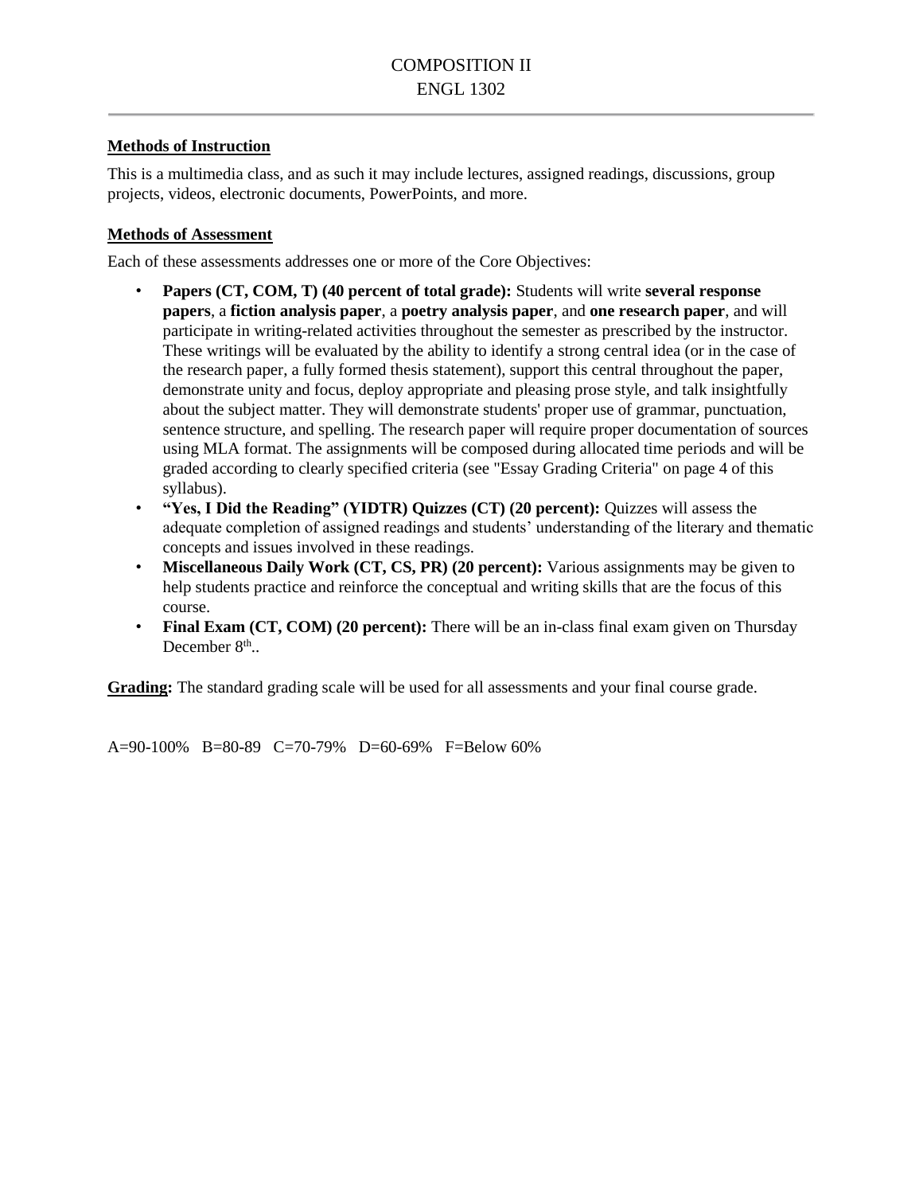COMPOSITION II
ENGL 1302

**Methods of Instruction**

This is a multimedia class, and as such it may include lectures, assigned readings, discussions, group projects, videos, electronic documents, PowerPoints, and more.

**Methods of Assessment**

Each of these assessments addresses one or more of the Core Objectives:

- **Papers (CT, COM, T) (40 percent of total grade):** Students will write **several response papers**, a **fiction analysis paper**, a **poetry analysis paper**, and **one research paper**, and will participate in writing-related activities throughout the semester as prescribed by the instructor. These writings will be evaluated by the ability to identify a strong central idea (or in the case of the research paper, a fully formed thesis statement), support this central throughout the paper, demonstrate unity and focus, deploy appropriate and pleasing prose style, and talk insightfully about the subject matter. They will demonstrate students' proper use of grammar, punctuation, sentence structure, and spelling. The research paper will require proper documentation of sources using MLA format. The assignments will be composed during allocated time periods and will be graded according to clearly specified criteria (see "Essay Grading Criteria" on page 4 of this syllabus).
- **"Yes, I Did the Reading" (YIDTR) Quizzes (CT) (20 percent):** Quizzes will assess the adequate completion of assigned readings and students' understanding of the literary and thematic concepts and issues involved in these readings.
- **Miscellaneous Daily Work (CT, CS, PR) (20 percent):** Various assignments may be given to help students practice and reinforce the conceptual and writing skills that are the focus of this course.
- **Final Exam (CT, COM) (20 percent):** There will be an in-class final exam given on Thursday December 8th..

**Grading:** The standard grading scale will be used for all assessments and your final course grade.

A=90-100% B=80-89 C=70-79% D=60-69% F=Below 60%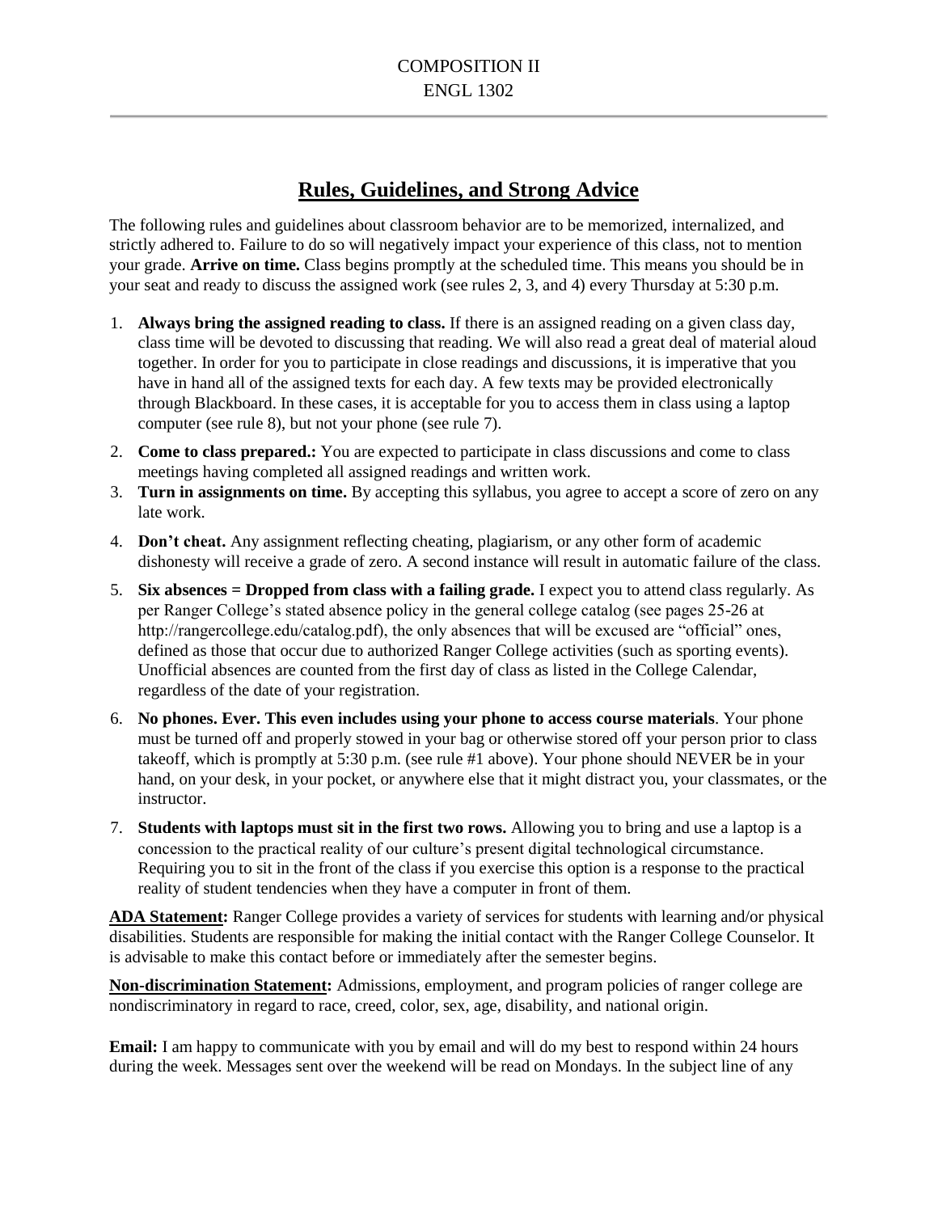COMPOSITION II
ENGL 1302

## Rules, Guidelines, and Strong Advice

The following rules and guidelines about classroom behavior are to be memorized, internalized, and strictly adhered to. Failure to do so will negatively impact your experience of this class, not to mention your grade. **Arrive on time.** Class begins promptly at the scheduled time. This means you should be in your seat and ready to discuss the assigned work (see rules 2, 3, and 4) every Thursday at 5:30 p.m.

1. **Always bring the assigned reading to class.** If there is an assigned reading on a given class day, class time will be devoted to discussing that reading. We will also read a great deal of material aloud together. In order for you to participate in close readings and discussions, it is imperative that you have in hand all of the assigned texts for each day. A few texts may be provided electronically through Blackboard. In these cases, it is acceptable for you to access them in class using a laptop computer (see rule 8), but not your phone (see rule 7).
2. **Come to class prepared.:** You are expected to participate in class discussions and come to class meetings having completed all assigned readings and written work.
3. **Turn in assignments on time.** By accepting this syllabus, you agree to accept a score of zero on any late work.
4. **Don't cheat.** Any assignment reflecting cheating, plagiarism, or any other form of academic dishonesty will receive a grade of zero. A second instance will result in automatic failure of the class.
5. **Six absences = Dropped from class with a failing grade.** I expect you to attend class regularly. As per Ranger College's stated absence policy in the general college catalog (see pages 25-26 at http://rangercollege.edu/catalog.pdf), the only absences that will be excused are "official" ones, defined as those that occur due to authorized Ranger College activities (such as sporting events). Unofficial absences are counted from the first day of class as listed in the College Calendar, regardless of the date of your registration.
6. **No phones. Ever. This even includes using your phone to access course materials**. Your phone must be turned off and properly stowed in your bag or otherwise stored off your person prior to class takeoff, which is promptly at 5:30 p.m. (see rule #1 above). Your phone should NEVER be in your hand, on your desk, in your pocket, or anywhere else that it might distract you, your classmates, or the instructor.
7. **Students with laptops must sit in the first two rows.** Allowing you to bring and use a laptop is a concession to the practical reality of our culture's present digital technological circumstance. Requiring you to sit in the front of the class if you exercise this option is a response to the practical reality of student tendencies when they have a computer in front of them.

**ADA Statement:** Ranger College provides a variety of services for students with learning and/or physical disabilities. Students are responsible for making the initial contact with the Ranger College Counselor. It is advisable to make this contact before or immediately after the semester begins.

**Non-discrimination Statement:** Admissions, employment, and program policies of ranger college are nondiscriminatory in regard to race, creed, color, sex, age, disability, and national origin.

**Email:** I am happy to communicate with you by email and will do my best to respond within 24 hours during the week. Messages sent over the weekend will be read on Mondays. In the subject line of any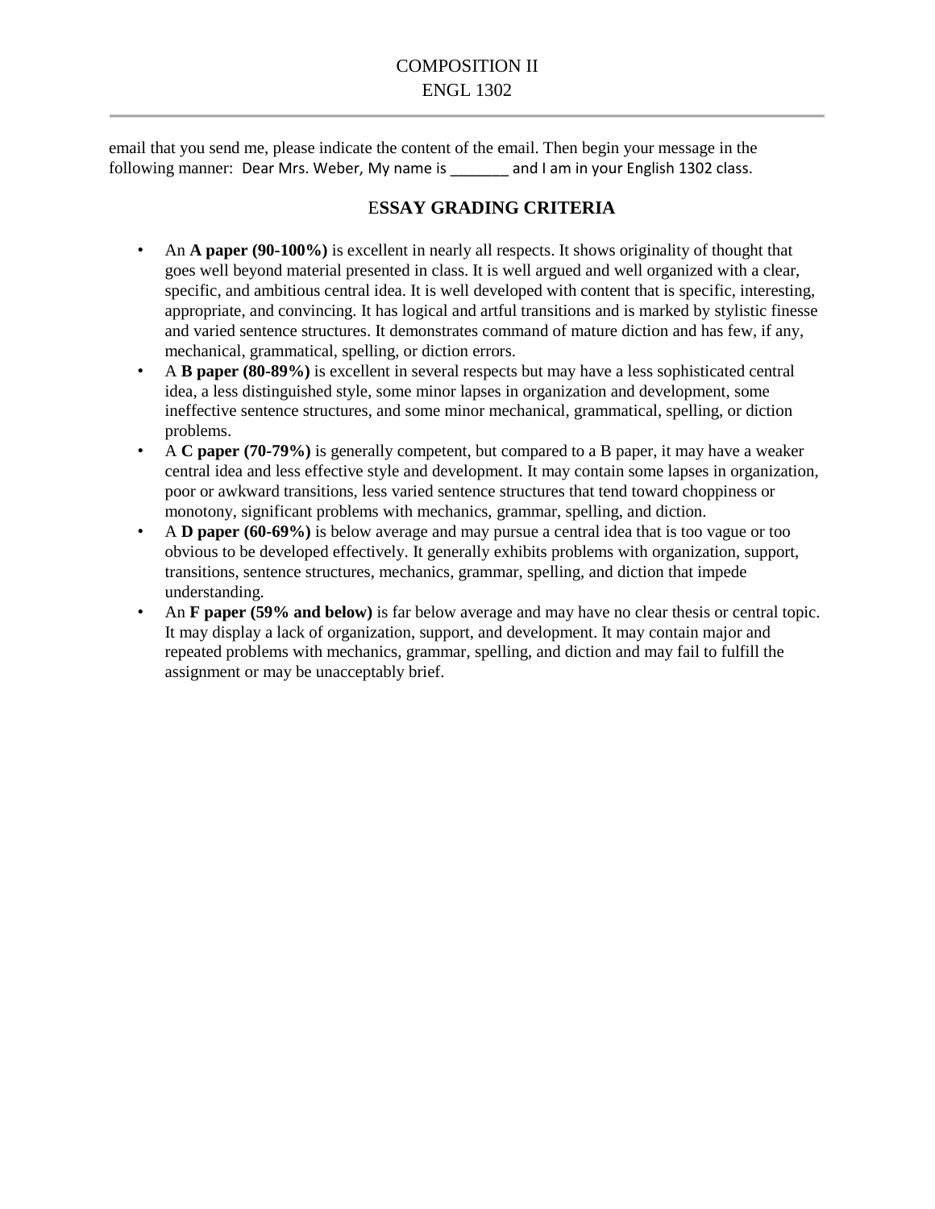email that you send me, please indicate the content of the email. Then begin your message in the following manner: Dear Mrs. Weber, My name is _______ and I am in your English 1302 class.

## ESSAY GRADING CRITERIA

- An **A paper (90-100%)** is excellent in nearly all respects. It shows originality of thought that goes well beyond material presented in class. It is well argued and well organized with a clear, specific, and ambitious central idea. It is well developed with content that is specific, interesting, appropriate, and convincing. It has logical and artful transitions and is marked by stylistic finesse and varied sentence structures. It demonstrates command of mature diction and has few, if any, mechanical, grammatical, spelling, or diction errors.
- A **B paper (80-89%)** is excellent in several respects but may have a less sophisticated central idea, a less distinguished style, some minor lapses in organization and development, some ineffective sentence structures, and some minor mechanical, grammatical, spelling, or diction problems.
- A **C paper (70-79%)** is generally competent, but compared to a B paper, it may have a weaker central idea and less effective style and development. It may contain some lapses in organization, poor or awkward transitions, less varied sentence structures that tend toward choppiness or monotony, significant problems with mechanics, grammar, spelling, and diction.
- A **D paper (60-69%)** is below average and may pursue a central idea that is too vague or too obvious to be developed effectively. It generally exhibits problems with organization, support, transitions, sentence structures, mechanics, grammar, spelling, and diction that impede understanding.
- An **F paper (59% and below)** is far below average and may have no clear thesis or central topic. It may display a lack of organization, support, and development. It may contain major and repeated problems with mechanics, grammar, spelling, and diction and may fail to fulfill the assignment or may be unacceptably brief.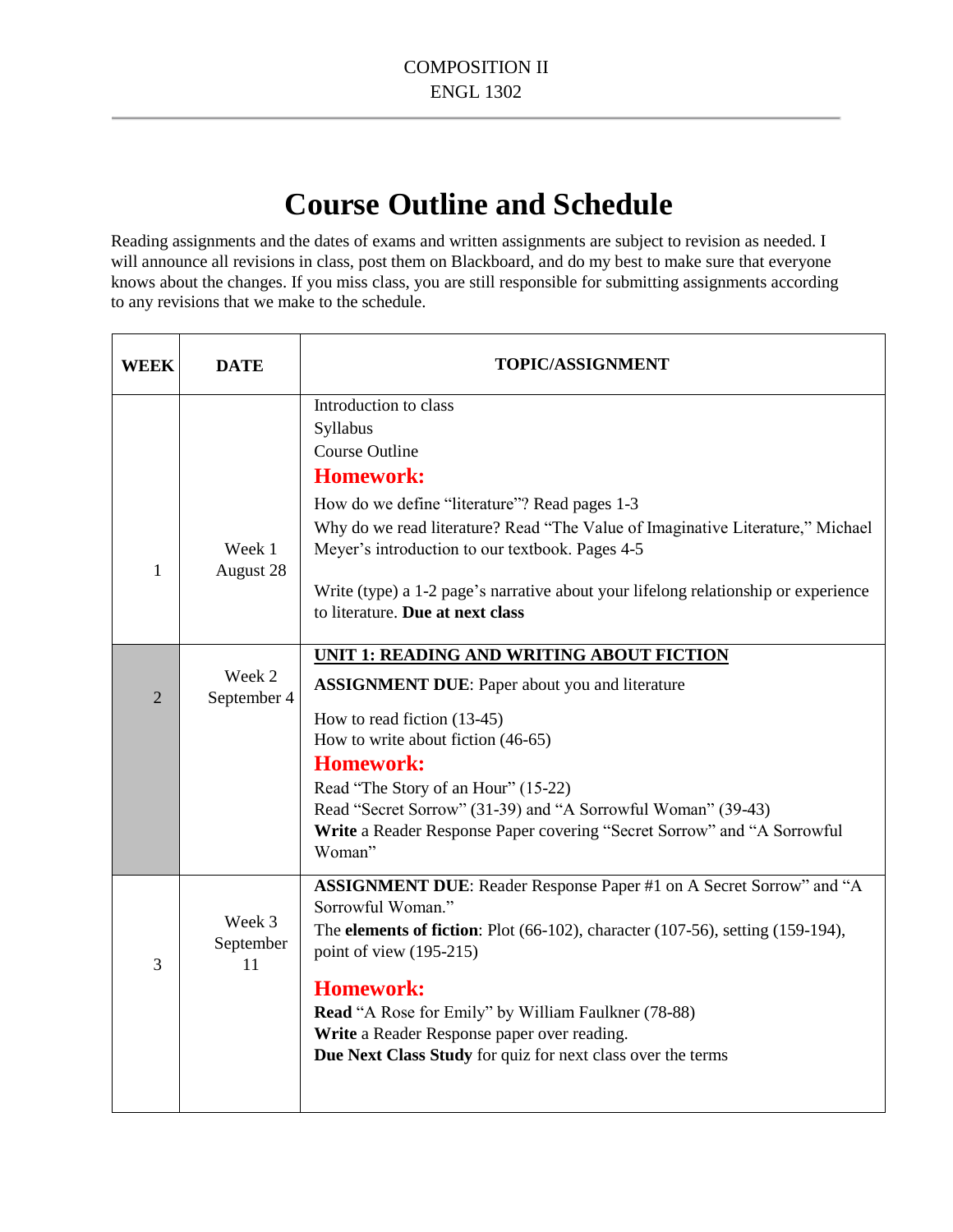COMPOSITION II
ENGL 1302

# Course Outline and Schedule

Reading assignments and the dates of exams and written assignments are subject to revision as needed. I will announce all revisions in class, post them on Blackboard, and do my best to make sure that everyone knows about the changes. If you miss class, you are still responsible for submitting assignments according to any revisions that we make to the schedule.

| WEEK | DATE | TOPIC/ASSIGNMENT |
|---|---|---|
| 1 | Week 1<br>August 28 | Introduction to class<br>Syllabus<br>Course Outline<br>**Homework:**<br>How do we define "literature"? Read pages 1-3<br>Why do we read literature? Read "The Value of Imaginative Literature," Michael Meyer's introduction to our textbook. Pages 4-5<br><br>Write (type) a 1-2 page's narrative about your lifelong relationship or experience to literature. **Due at next class** |
| 2 | Week 2<br>September 4 | **UNIT 1: READING AND WRITING ABOUT FICTION**<br>**ASSIGNMENT DUE**: Paper about you and literature<br><br>How to read fiction (13-45)<br>How to write about fiction (46-65)<br>**Homework:**<br>Read "The Story of an Hour" (15-22)<br>Read "Secret Sorrow" (31-39) and "A Sorrowful Woman" (39-43)<br>**Write** a Reader Response Paper covering "Secret Sorrow" and "A Sorrowful Woman" |
| 3 | Week 3<br>September 11 | **ASSIGNMENT DUE**: Reader Response Paper #1 on A Secret Sorrow" and "A Sorrowful Woman."<br>The **elements of fiction**: Plot (66-102), character (107-56), setting (159-194), point of view (195-215)<br><br>**Homework:**<br>**Read** "A Rose for Emily" by William Faulkner (78-88)<br>**Write** a Reader Response paper over reading.<br>**Due Next Class Study** for quiz for next class over the terms |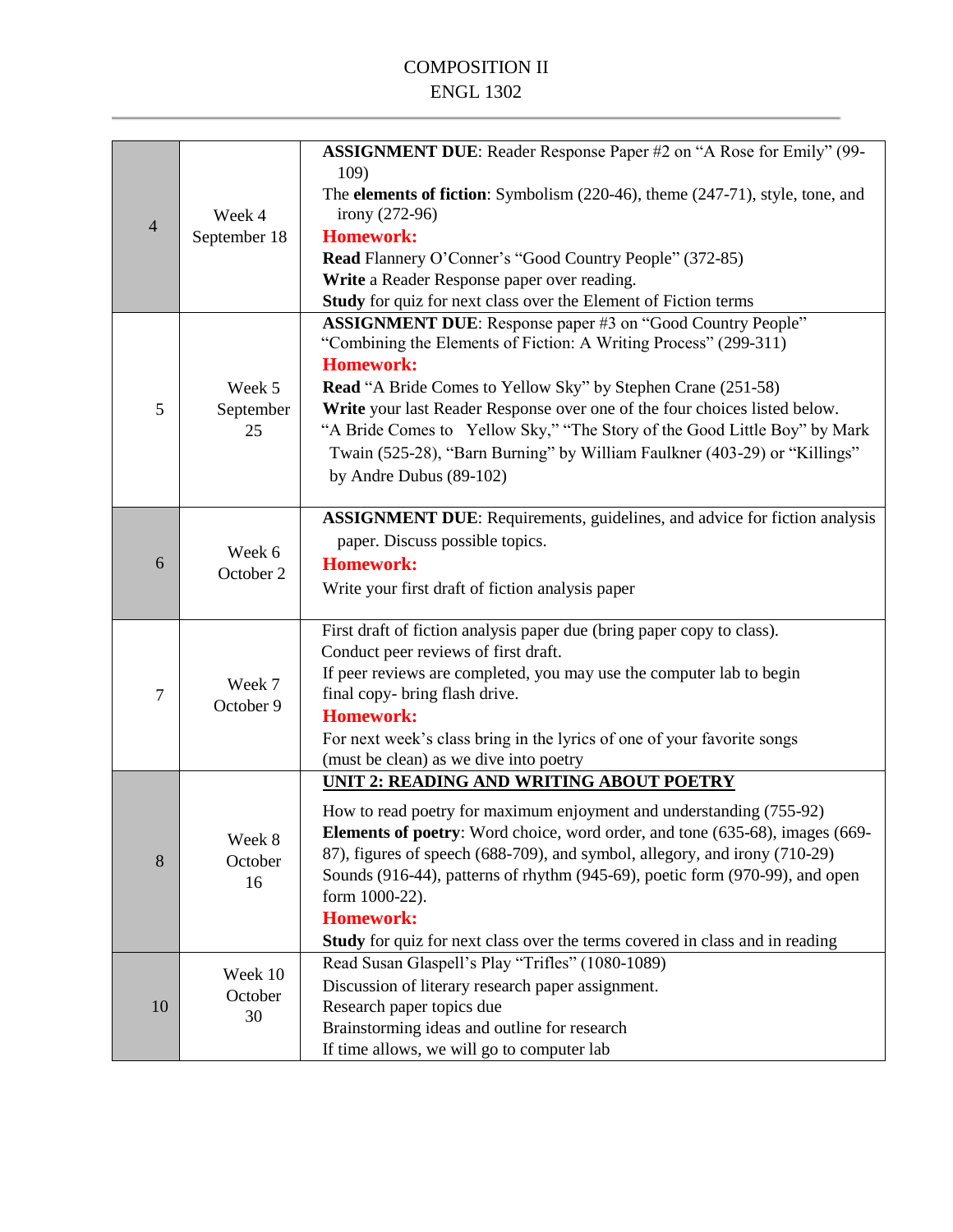COMPOSITION II
ENGL 1302

| | | |
|---|---|---|
| 4 | Week 4 September 18 | **ASSIGNMENT DUE**: Reader Response Paper #2 on "A Rose for Emily" (99-109)<br>The **elements of fiction**: Symbolism (220-46), theme (247-71), style, tone, and irony (272-96)<br>**Homework:**<br>**Read** Flannery O'Conner's "Good Country People" (372-85)<br>**Write** a Reader Response paper over reading.<br>**Study** for quiz for next class over the Element of Fiction terms |
| 5 | Week 5 September 25 | **ASSIGNMENT DUE**: Response paper #3 on "Good Country People"<br>"Combining the Elements of Fiction: A Writing Process" (299-311)<br>**Homework:**<br>**Read** "A Bride Comes to Yellow Sky" by Stephen Crane (251-58)<br>**Write** your last Reader Response over one of the four choices listed below.<br>"A Bride Comes to Yellow Sky," "The Story of the Good Little Boy" by Mark Twain (525-28), "Barn Burning" by William Faulkner (403-29) or "Killings" by Andre Dubus (89-102) |
| 6 | Week 6 October 2 | **ASSIGNMENT DUE**: Requirements, guidelines, and advice for fiction analysis paper. Discuss possible topics.<br>**Homework:**<br>Write your first draft of fiction analysis paper |
| 7 | Week 7 October 9 | First draft of fiction analysis paper due (bring paper copy to class).<br>Conduct peer reviews of first draft.<br>If peer reviews are completed, you may use the computer lab to begin final copy- bring flash drive.<br>**Homework:**<br>For next week's class bring in the lyrics of one of your favorite songs (must be clean) as we dive into poetry |
| 8 | Week 8 October 16 | **UNIT 2: READING AND WRITING ABOUT POETRY**<br>How to read poetry for maximum enjoyment and understanding (755-92)<br>**Elements of poetry**: Word choice, word order, and tone (635-68), images (669-87), figures of speech (688-709), and symbol, allegory, and irony (710-29)<br>Sounds (916-44), patterns of rhythm (945-69), poetic form (970-99), and open form 1000-22).<br>**Homework:**<br>**Study** for quiz for next class over the terms covered in class and in reading |
| 10 | Week 10 October 30 | Read Susan Glaspell's Play "Trifles" (1080-1089)<br>Discussion of literary research paper assignment.<br>Research paper topics due<br>Brainstorming ideas and outline for research<br>If time allows, we will go to computer lab |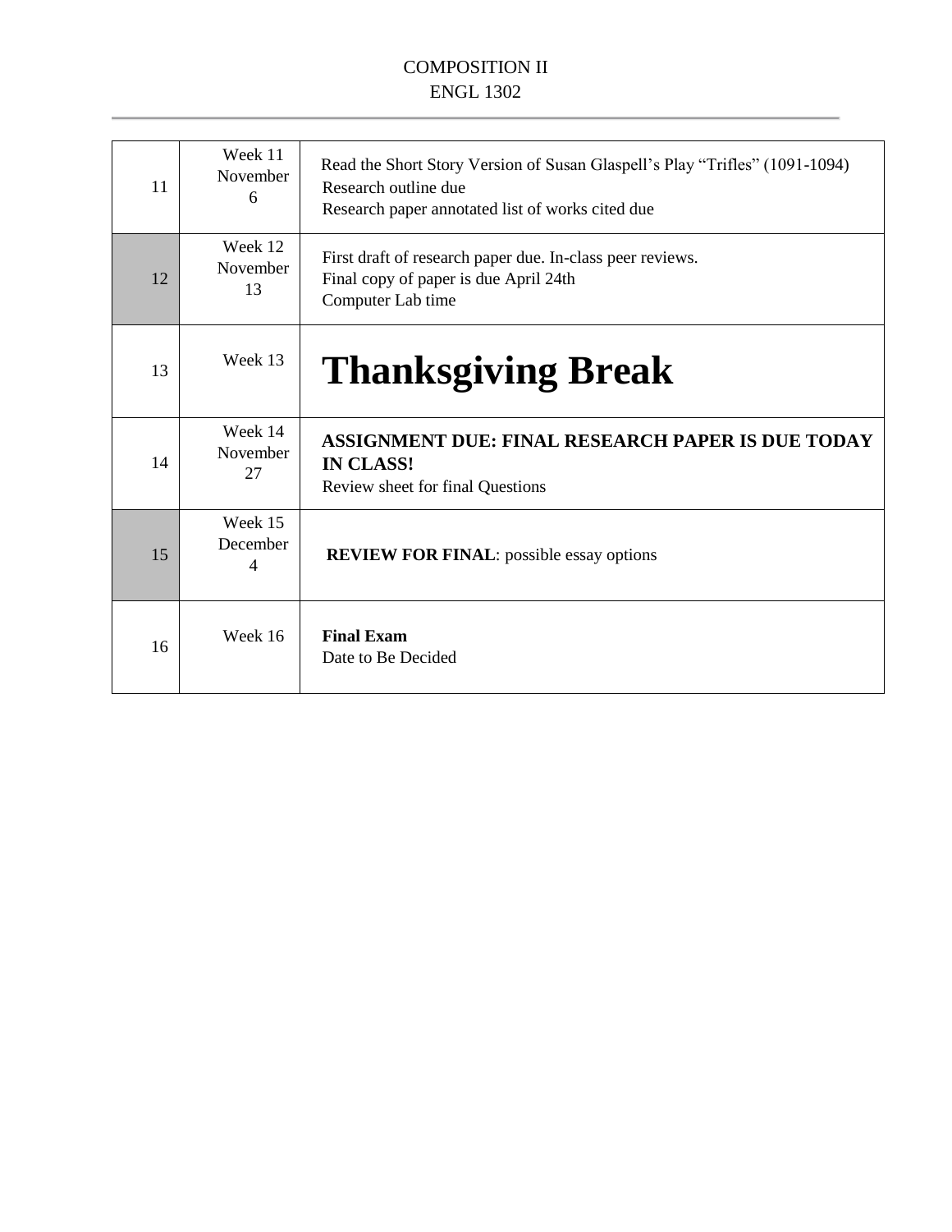| | | |
|---|---|---|
| 11 | Week 11 November 6 | Read the Short Story Version of Susan Glaspell's Play "Trifles" (1091-1094)<br>Research outline due<br>Research paper annotated list of works cited due |
| 12 | Week 12 November 13 | First draft of research paper due. In-class peer reviews.<br>Final copy of paper is due April 24th<br>Computer Lab time |
| 13 | Week 13 | **Thanksgiving Break** |
| 14 | Week 14 November 27 | **ASSIGNMENT DUE: FINAL RESEARCH PAPER IS DUE TODAY IN CLASS!**<br>Review sheet for final Questions |
| 15 | Week 15 December 4 | **REVIEW FOR FINAL**: possible essay options |
| 16 | Week 16 | **Final Exam**<br>Date to Be Decided |